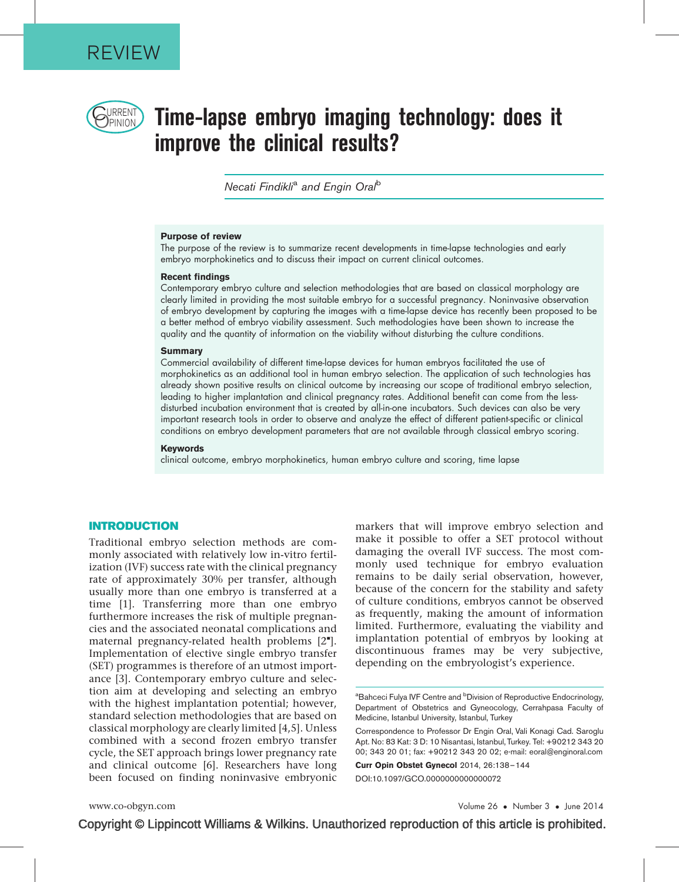REVIEW

# Time-lapse embryo imaging technology: does it improve the clinical results?

*Necati Findikli[a] and Engin Oral[b]*

### Purpose of review

The purpose of the review is to summarize recent developments in time-lapse technologies and early embryo morphokinetics and to discuss their impact on current clinical outcomes.

### Recent findings

Contemporary embryo culture and selection methodologies that are based on classical morphology are clearly limited in providing the most suitable embryo for a successful pregnancy. Noninvasive observation of embryo development by capturing the images with a time-lapse device has recently been proposed to be a better method of embryo viability assessment. Such methodologies have been shown to increase the quality and the quantity of information on the viability without disturbing the culture conditions.

### Summary

Commercial availability of different time-lapse devices for human embryos facilitated the use of morphokinetics as an additional tool in human embryo selection. The application of such technologies has already shown positive results on clinical outcome by increasing our scope of traditional embryo selection, leading to higher implantation and clinical pregnancy rates. Additional benefit can come from the less-disturbed incubation environment that is created by all-in-one incubators. Such devices can also be very important research tools in order to observe and analyze the effect of different patient-specific or clinical conditions on embryo development parameters that are not available through classical embryo scoring.

### Keywords

clinical outcome, embryo morphokinetics, human embryo culture and scoring, time lapse

## INTRODUCTION

Traditional embryo selection methods are commonly associated with relatively low in-vitro fertilization (IVF) success rate with the clinical pregnancy rate of approximately 30% per transfer, although usually more than one embryo is transferred at a time [1]. Transferring more than one embryo furthermore increases the risk of multiple pregnancies and the associated neonatal complications and maternal pregnancy-related health problems [2▪]. Implementation of elective single embryo transfer (SET) programmes is therefore of an utmost importance [3]. Contemporary embryo culture and selection aim at developing and selecting an embryo with the highest implantation potential; however, standard selection methodologies that are based on classical morphology are clearly limited [4,5]. Unless combined with a second frozen embryo transfer cycle, the SET approach brings lower pregnancy rate and clinical outcome [6]. Researchers have long been focused on finding noninvasive embryonic markers that will improve embryo selection and make it possible to offer a SET protocol without damaging the overall IVF success. The most commonly used technique for embryo evaluation remains to be daily serial observation, however, because of the concern for the stability and safety of culture conditions, embryos cannot be observed as frequently, making the amount of information limited. Furthermore, evaluating the viability and implantation potential of embryos by looking at discontinuous frames may be very subjective, depending on the embryologist's experience.

[a]Bahceci Fulya IVF Centre and [b]Division of Reproductive Endocrinology, Department of Obstetrics and Gyneocology, Cerrahpasa Faculty of Medicine, Istanbul University, Istanbul, Turkey

Correspondence to Professor Dr Engin Oral, Vali Konagi Cad. Saroglu Apt. No: 83 Kat: 3 D: 10 Nisantasi, Istanbul, Turkey. Tel: +90212 343 20 00; 343 20 01; fax: +90212 343 20 02; e-mail: eoral@enginoral.com

**Curr Opin Obstet Gynecol** 2014, 26:138–144

DOI:10.1097/GCO.0000000000000072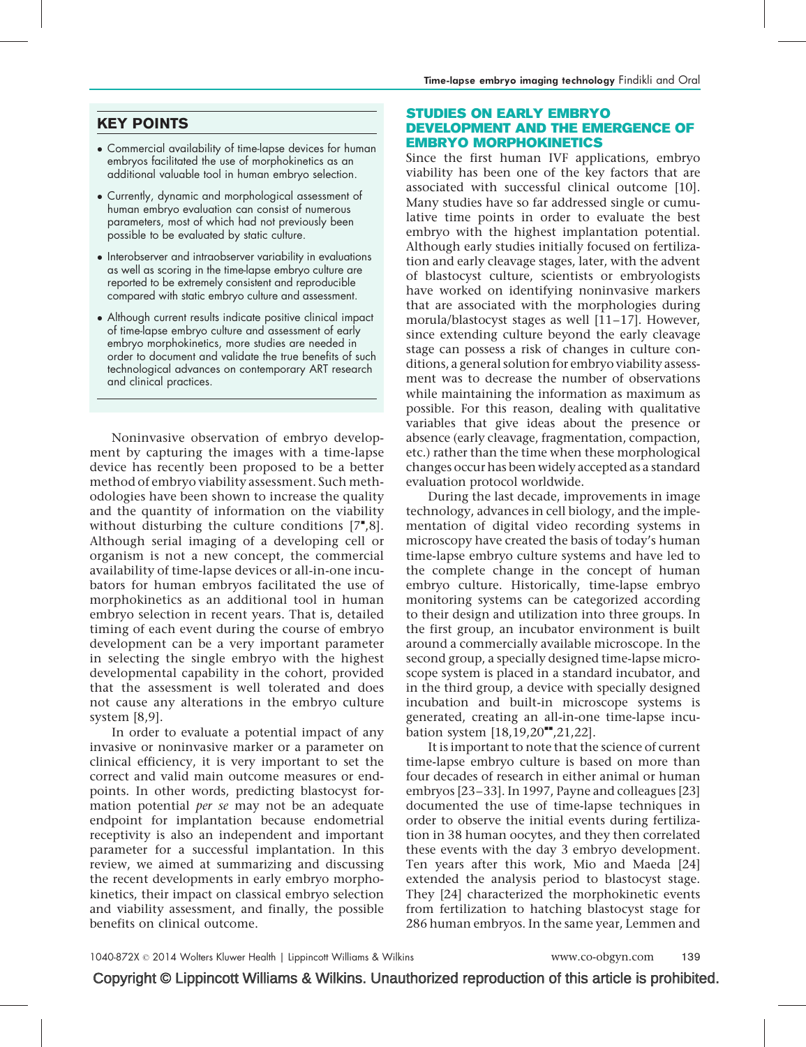## KEY POINTS

- Commercial availability of time-lapse devices for human embryos facilitated the use of morphokinetics as an additional valuable tool in human embryo selection.
- Currently, dynamic and morphological assessment of human embryo evaluation can consist of numerous parameters, most of which had not previously been possible to be evaluated by static culture.
- Interobserver and intraobserver variability in evaluations as well as scoring in the time-lapse embryo culture are reported to be extremely consistent and reproducible compared with static embryo culture and assessment.
- Although current results indicate positive clinical impact of time-lapse embryo culture and assessment of early embryo morphokinetics, more studies are needed in order to document and validate the true benefits of such technological advances on contemporary ART research and clinical practices.

Noninvasive observation of embryo development by capturing the images with a time-lapse device has recently been proposed to be a better method of embryo viability assessment. Such methodologies have been shown to increase the quality and the quantity of information on the viability without disturbing the culture conditions [7▪,8]. Although serial imaging of a developing cell or organism is not a new concept, the commercial availability of time-lapse devices or all-in-one incubators for human embryos facilitated the use of morphokinetics as an additional tool in human embryo selection in recent years. That is, detailed timing of each event during the course of embryo development can be a very important parameter in selecting the single embryo with the highest developmental capability in the cohort, provided that the assessment is well tolerated and does not cause any alterations in the embryo culture system [8,9].

In order to evaluate a potential impact of any invasive or noninvasive marker or a parameter on clinical efficiency, it is very important to set the correct and valid main outcome measures or endpoints. In other words, predicting blastocyst formation potential *per se* may not be an adequate endpoint for implantation because endometrial receptivity is also an independent and important parameter for a successful implantation. In this review, we aimed at summarizing and discussing the recent developments in early embryo morphokinetics, their impact on classical embryo selection and viability assessment, and finally, the possible benefits on clinical outcome.

## STUDIES ON EARLY EMBRYO DEVELOPMENT AND THE EMERGENCE OF EMBRYO MORPHOKINETICS

Since the first human IVF applications, embryo viability has been one of the key factors that are associated with successful clinical outcome [10]. Many studies have so far addressed single or cumulative time points in order to evaluate the best embryo with the highest implantation potential. Although early studies initially focused on fertilization and early cleavage stages, later, with the advent of blastocyst culture, scientists or embryologists have worked on identifying noninvasive markers that are associated with the morphologies during morula/blastocyst stages as well [11–17]. However, since extending culture beyond the early cleavage stage can possess a risk of changes in culture conditions, a general solution for embryo viability assessment was to decrease the number of observations while maintaining the information as maximum as possible. For this reason, dealing with qualitative variables that give ideas about the presence or absence (early cleavage, fragmentation, compaction, etc.) rather than the time when these morphological changes occur has been widely accepted as a standard evaluation protocol worldwide.

During the last decade, improvements in image technology, advances in cell biology, and the implementation of digital video recording systems in microscopy have created the basis of today's human time-lapse embryo culture systems and have led to the complete change in the concept of human embryo culture. Historically, time-lapse embryo monitoring systems can be categorized according to their design and utilization into three groups. In the first group, an incubator environment is built around a commercially available microscope. In the second group, a specially designed time-lapse microscope system is placed in a standard incubator, and in the third group, a device with specially designed incubation and built-in microscope systems is generated, creating an all-in-one time-lapse incubation system [18,19,20▪▪,21,22].

It is important to note that the science of current time-lapse embryo culture is based on more than four decades of research in either animal or human embryos [23–33]. In 1997, Payne and colleagues [23] documented the use of time-lapse techniques in order to observe the initial events during fertilization in 38 human oocytes, and they then correlated these events with the day 3 embryo development. Ten years after this work, Mio and Maeda [24] extended the analysis period to blastocyst stage. They [24] characterized the morphokinetic events from fertilization to hatching blastocyst stage for 286 human embryos. In the same year, Lemmen and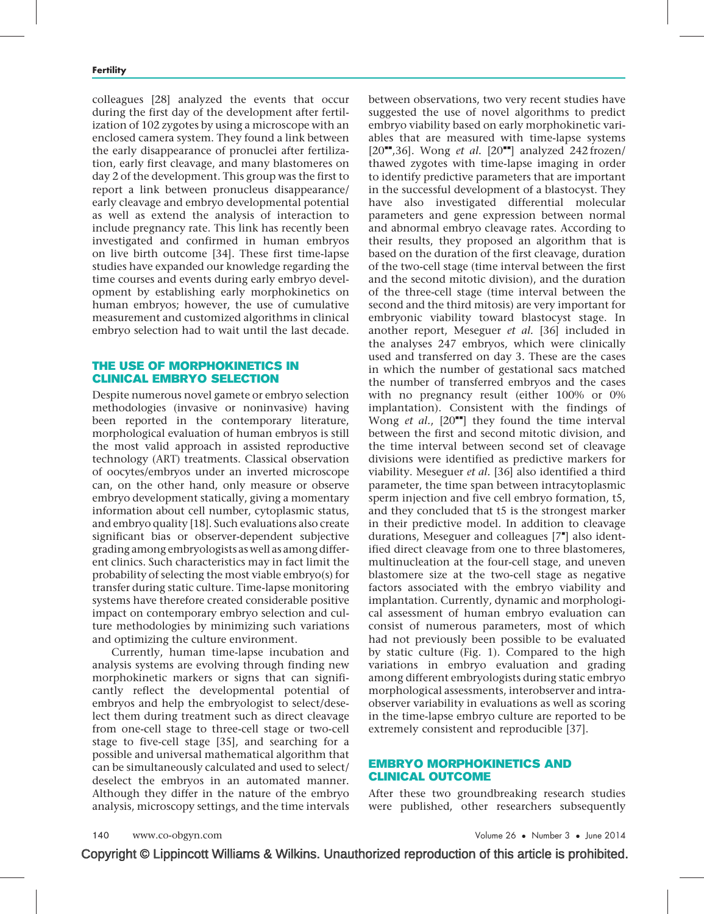colleagues [28] analyzed the events that occur during the first day of the development after fertilization of 102 zygotes by using a microscope with an enclosed camera system. They found a link between the early disappearance of pronuclei after fertilization, early first cleavage, and many blastomeres on day 2 of the development. This group was the first to report a link between pronucleus disappearance/early cleavage and embryo developmental potential as well as extend the analysis of interaction to include pregnancy rate. This link has recently been investigated and confirmed in human embryos on live birth outcome [34]. These first time-lapse studies have expanded our knowledge regarding the time courses and events during early embryo development by establishing early morphokinetics on human embryos; however, the use of cumulative measurement and customized algorithms in clinical embryo selection had to wait until the last decade.

## THE USE OF MORPHOKINETICS IN CLINICAL EMBRYO SELECTION

Despite numerous novel gamete or embryo selection methodologies (invasive or noninvasive) having been reported in the contemporary literature, morphological evaluation of human embryos is still the most valid approach in assisted reproductive technology (ART) treatments. Classical observation of oocytes/embryos under an inverted microscope can, on the other hand, only measure or observe embryo development statically, giving a momentary information about cell number, cytoplasmic status, and embryo quality [18]. Such evaluations also create significant bias or observer-dependent subjective grading among embryologists as well as among different clinics. Such characteristics may in fact limit the probability of selecting the most viable embryo(s) for transfer during static culture. Time-lapse monitoring systems have therefore created considerable positive impact on contemporary embryo selection and culture methodologies by minimizing such variations and optimizing the culture environment.

Currently, human time-lapse incubation and analysis systems are evolving through finding new morphokinetic markers or signs that can significantly reflect the developmental potential of embryos and help the embryologist to select/deselect them during treatment such as direct cleavage from one-cell stage to three-cell stage or two-cell stage to five-cell stage [35], and searching for a possible and universal mathematical algorithm that can be simultaneously calculated and used to select/deselect the embryos in an automated manner. Although they differ in the nature of the embryo analysis, microscopy settings, and the time intervals between observations, two very recent studies have suggested the use of novel algorithms to predict embryo viability based on early morphokinetic variables that are measured with time-lapse systems [20■■,36]. Wong *et al.* [20■■] analyzed 242 frozen/thawed zygotes with time-lapse imaging in order to identify predictive parameters that are important in the successful development of a blastocyst. They have also investigated differential molecular parameters and gene expression between normal and abnormal embryo cleavage rates. According to their results, they proposed an algorithm that is based on the duration of the first cleavage, duration of the two-cell stage (time interval between the first and the second mitotic division), and the duration of the three-cell stage (time interval between the second and the third mitosis) are very important for embryonic viability toward blastocyst stage. In another report, Meseguer *et al.* [36] included in the analyses 247 embryos, which were clinically used and transferred on day 3. These are the cases in which the number of gestational sacs matched the number of transferred embryos and the cases with no pregnancy result (either 100% or 0% implantation). Consistent with the findings of Wong *et al.*, [20■■] they found the time interval between the first and second mitotic division, and the time interval between second set of cleavage divisions were identified as predictive markers for viability. Meseguer *et al.* [36] also identified a third parameter, the time span between intracytoplasmic sperm injection and five cell embryo formation, t5, and they concluded that t5 is the strongest marker in their predictive model. In addition to cleavage durations, Meseguer and colleagues [7■] also identified direct cleavage from one to three blastomeres, multinucleation at the four-cell stage, and uneven blastomere size at the two-cell stage as negative factors associated with the embryo viability and implantation. Currently, dynamic and morphological assessment of human embryo evaluation can consist of numerous parameters, most of which had not previously been possible to be evaluated by static culture (Fig. 1). Compared to the high variations in embryo evaluation and grading among different embryologists during static embryo morphological assessments, interobserver and intraobserver variability in evaluations as well as scoring in the time-lapse embryo culture are reported to be extremely consistent and reproducible [37].

## EMBRYO MORPHOKINETICS AND CLINICAL OUTCOME

After these two groundbreaking research studies were published, other researchers subsequently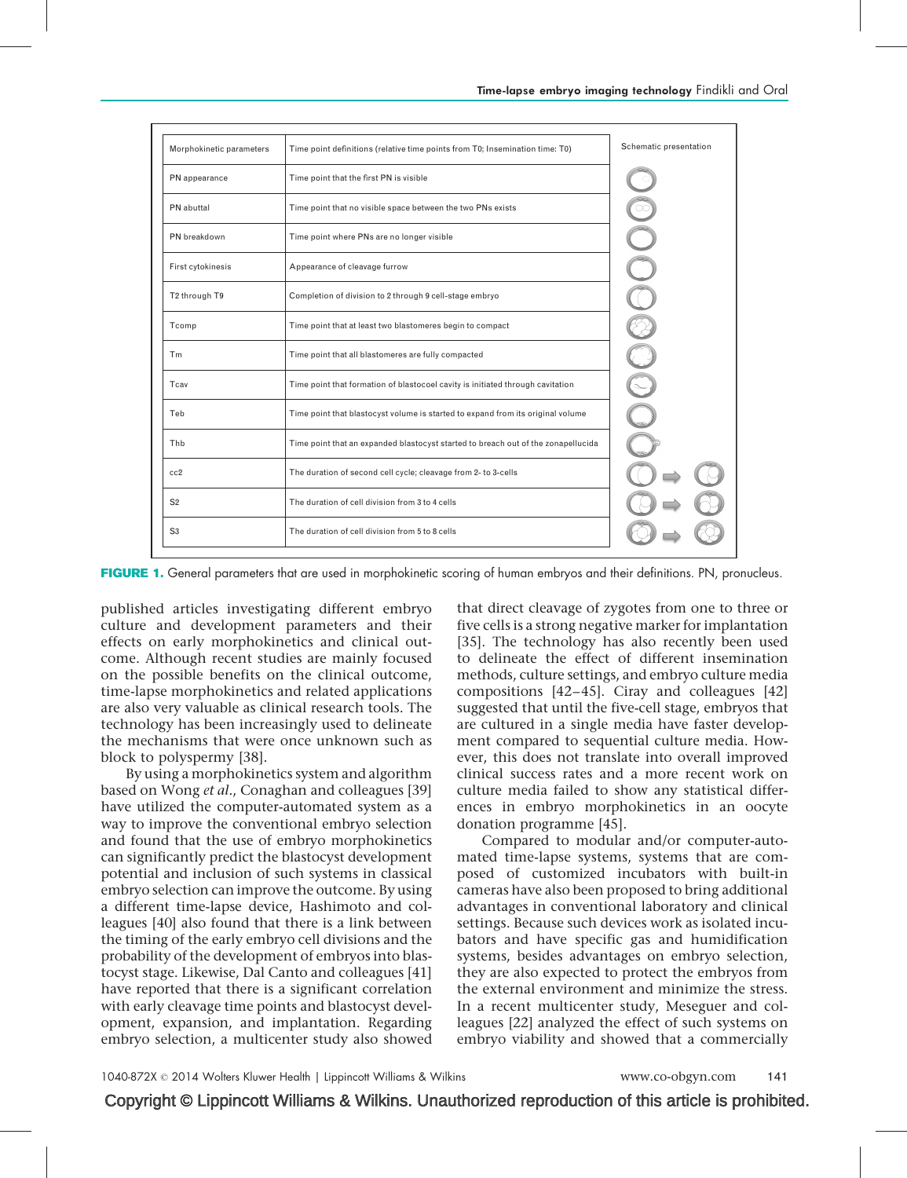| Morphokinetic parameters | Time point definitions (relative time points from T0; Insemination time: T0) | Schematic presentation |
|---|---|---|
| PN appearance | Time point that the first PN is visible | |
| PN abuttal | Time point that no visible space between the two PNs exists | |
| PN breakdown | Time point where PNs are no longer visible | |
| First cytokinesis | Appearance of cleavage furrow | |
| T2 through T9 | Completion of division to 2 through 9 cell-stage embryo | |
| Tcomp | Time point that at least two blastomeres begin to compact | |
| Tm | Time point that all blastomeres are fully compacted | |
| Tcav | Time point that formation of blastocoel cavity is initiated through cavitation | |
| Teb | Time point that blastocyst volume is started to expand from its original volume | |
| Thb | Time point that an expanded blastocyst started to breach out of the zonapellucida | |
| cc2 | The duration of second cell cycle; cleavage from 2- to 3-cells | |
| S2 | The duration of cell division from 3 to 4 cells | |
| S3 | The duration of cell division from 5 to 8 cells | |

**FIGURE 1.** General parameters that are used in morphokinetic scoring of human embryos and their definitions. PN, pronucleus.

published articles investigating different embryo culture and development parameters and their effects on early morphokinetics and clinical outcome. Although recent studies are mainly focused on the possible benefits on the clinical outcome, time-lapse morphokinetics and related applications are also very valuable as clinical research tools. The technology has been increasingly used to delineate the mechanisms that were once unknown such as block to polyspermy [38].

By using a morphokinetics system and algorithm based on Wong *et al.*, Conaghan and colleagues [39] have utilized the computer-automated system as a way to improve the conventional embryo selection and found that the use of embryo morphokinetics can significantly predict the blastocyst development potential and inclusion of such systems in classical embryo selection can improve the outcome. By using a different time-lapse device, Hashimoto and colleagues [40] also found that there is a link between the timing of the early embryo cell divisions and the probability of the development of embryos into blastocyst stage. Likewise, Dal Canto and colleagues [41] have reported that there is a significant correlation with early cleavage time points and blastocyst development, expansion, and implantation. Regarding embryo selection, a multicenter study also showed that direct cleavage of zygotes from one to three or five cells is a strong negative marker for implantation [35]. The technology has also recently been used to delineate the effect of different insemination methods, culture settings, and embryo culture media compositions [42–45]. Ciray and colleagues [42] suggested that until the five-cell stage, embryos that are cultured in a single media have faster development compared to sequential culture media. However, this does not translate into overall improved clinical success rates and a more recent work on culture media failed to show any statistical differences in embryo morphokinetics in an oocyte donation programme [45].

Compared to modular and/or computer-automated time-lapse systems, systems that are composed of customized incubators with built-in cameras have also been proposed to bring additional advantages in conventional laboratory and clinical settings. Because such devices work as isolated incubators and have specific gas and humidification systems, besides advantages on embryo selection, they are also expected to protect the embryos from the external environment and minimize the stress. In a recent multicenter study, Meseguer and colleagues [22] analyzed the effect of such systems on embryo viability and showed that a commercially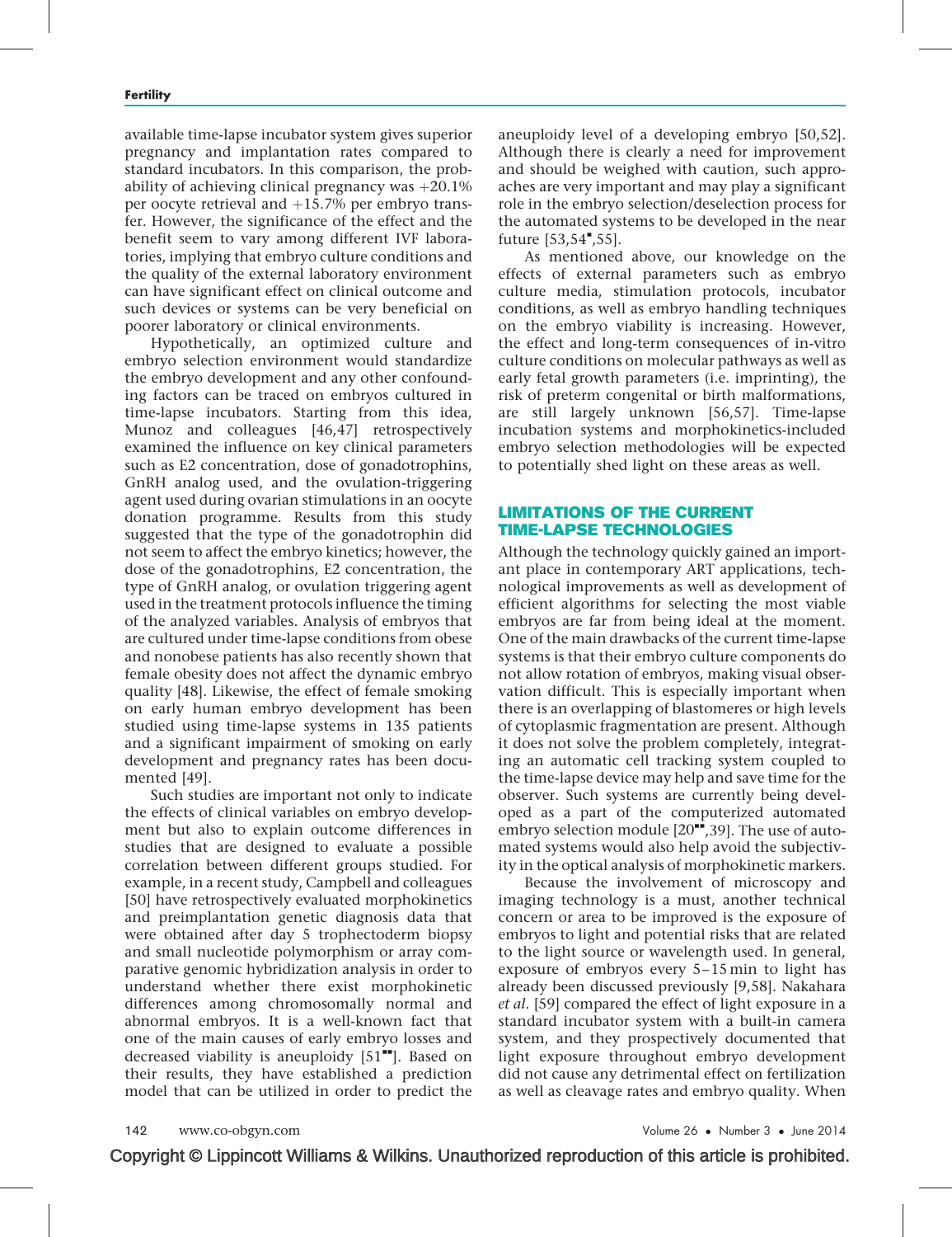available time-lapse incubator system gives superior pregnancy and implantation rates compared to standard incubators. In this comparison, the probability of achieving clinical pregnancy was +20.1% per oocyte retrieval and +15.7% per embryo transfer. However, the significance of the effect and the benefit seem to vary among different IVF laboratories, implying that embryo culture conditions and the quality of the external laboratory environment can have significant effect on clinical outcome and such devices or systems can be very beneficial on poorer laboratory or clinical environments.

Hypothetically, an optimized culture and embryo selection environment would standardize the embryo development and any other confounding factors can be traced on embryos cultured in time-lapse incubators. Starting from this idea, Munoz and colleagues [46,47] retrospectively examined the influence on key clinical parameters such as E2 concentration, dose of gonadotrophins, GnRH analog used, and the ovulation-triggering agent used during ovarian stimulations in an oocyte donation programme. Results from this study suggested that the type of the gonadotrophin did not seem to affect the embryo kinetics; however, the dose of the gonadotrophins, E2 concentration, the type of GnRH analog, or ovulation triggering agent used in the treatment protocols influence the timing of the analyzed variables. Analysis of embryos that are cultured under time-lapse conditions from obese and nonobese patients has also recently shown that female obesity does not affect the dynamic embryo quality [48]. Likewise, the effect of female smoking on early human embryo development has been studied using time-lapse systems in 135 patients and a significant impairment of smoking on early development and pregnancy rates has been documented [49].

Such studies are important not only to indicate the effects of clinical variables on embryo development but also to explain outcome differences in studies that are designed to evaluate a possible correlation between different groups studied. For example, in a recent study, Campbell and colleagues [50] have retrospectively evaluated morphokinetics and preimplantation genetic diagnosis data that were obtained after day 5 trophectoderm biopsy and small nucleotide polymorphism or array comparative genomic hybridization analysis in order to understand whether there exist morphokinetic differences among chromosomally normal and abnormal embryos. It is a well-known fact that one of the main causes of early embryo losses and decreased viability is aneuploidy [51■■]. Based on their results, they have established a prediction model that can be utilized in order to predict the aneuploidy level of a developing embryo [50,52]. Although there is clearly a need for improvement and should be weighed with caution, such approaches are very important and may play a significant role in the embryo selection/deselection process for the automated systems to be developed in the near future [53,54■,55].

As mentioned above, our knowledge on the effects of external parameters such as embryo culture media, stimulation protocols, incubator conditions, as well as embryo handling techniques on the embryo viability is increasing. However, the effect and long-term consequences of in-vitro culture conditions on molecular pathways as well as early fetal growth parameters (i.e. imprinting), the risk of preterm congenital or birth malformations, are still largely unknown [56,57]. Time-lapse incubation systems and morphokinetics-included embryo selection methodologies will be expected to potentially shed light on these areas as well.

## LIMITATIONS OF THE CURRENT TIME-LAPSE TECHNOLOGIES

Although the technology quickly gained an important place in contemporary ART applications, technological improvements as well as development of efficient algorithms for selecting the most viable embryos are far from being ideal at the moment. One of the main drawbacks of the current time-lapse systems is that their embryo culture components do not allow rotation of embryos, making visual observation difficult. This is especially important when there is an overlapping of blastomeres or high levels of cytoplasmic fragmentation are present. Although it does not solve the problem completely, integrating an automatic cell tracking system coupled to the time-lapse device may help and save time for the observer. Such systems are currently being developed as a part of the computerized automated embryo selection module [20■■,39]. The use of automated systems would also help avoid the subjectivity in the optical analysis of morphokinetic markers.

Because the involvement of microscopy and imaging technology is a must, another technical concern or area to be improved is the exposure of embryos to light and potential risks that are related to the light source or wavelength used. In general, exposure of embryos every 5–15 min to light has already been discussed previously [9,58]. Nakahara *et al.* [59] compared the effect of light exposure in a standard incubator system with a built-in camera system, and they prospectively documented that light exposure throughout embryo development did not cause any detrimental effect on fertilization as well as cleavage rates and embryo quality. When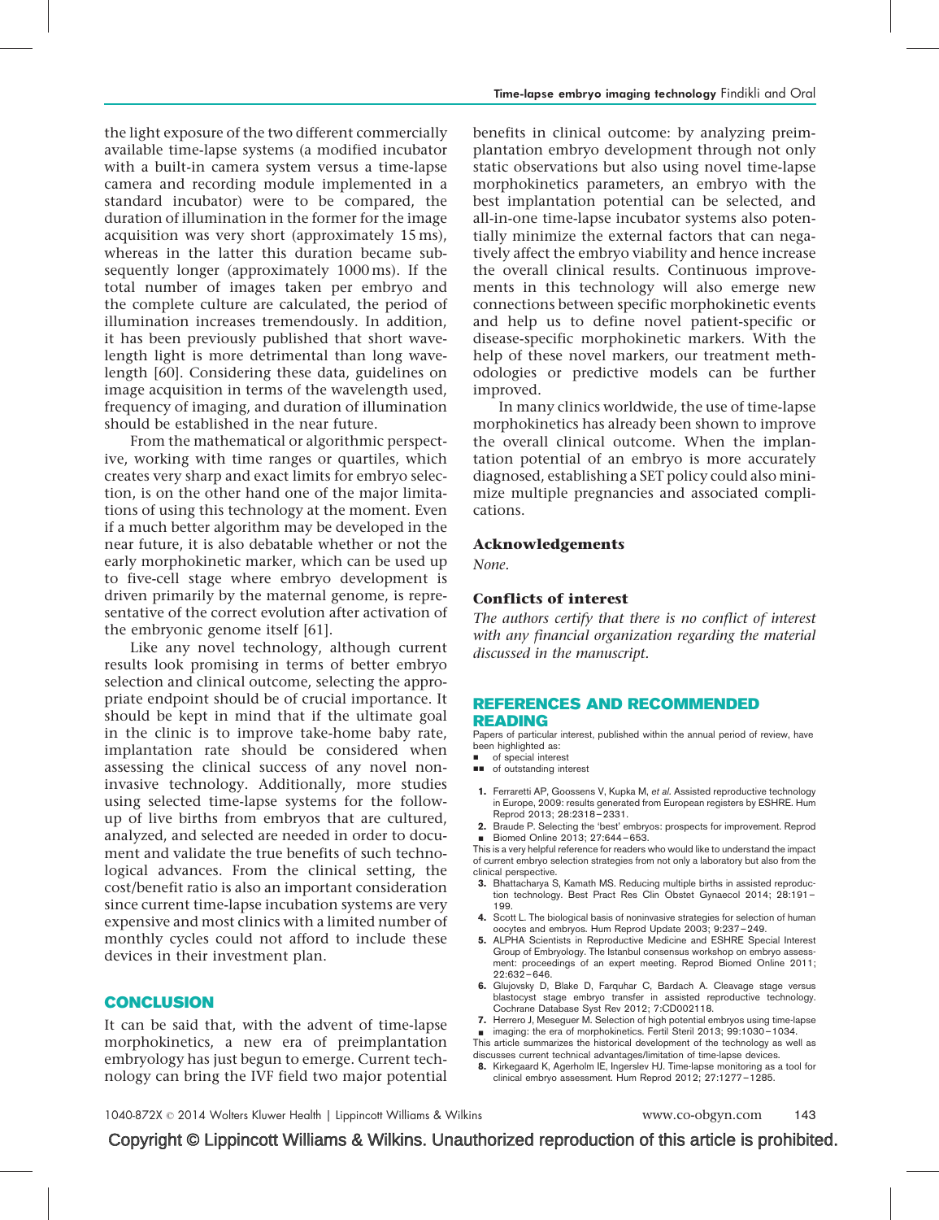the light exposure of the two different commercially available time-lapse systems (a modified incubator with a built-in camera system versus a time-lapse camera and recording module implemented in a standard incubator) were to be compared, the duration of illumination in the former for the image acquisition was very short (approximately 15 ms), whereas in the latter this duration became subsequently longer (approximately 1000 ms). If the total number of images taken per embryo and the complete culture are calculated, the period of illumination increases tremendously. In addition, it has been previously published that short wavelength light is more detrimental than long wavelength [60]. Considering these data, guidelines on image acquisition in terms of the wavelength used, frequency of imaging, and duration of illumination should be established in the near future.

From the mathematical or algorithmic perspective, working with time ranges or quartiles, which creates very sharp and exact limits for embryo selection, is on the other hand one of the major limitations of using this technology at the moment. Even if a much better algorithm may be developed in the near future, it is also debatable whether or not the early morphokinetic marker, which can be used up to five-cell stage where embryo development is driven primarily by the maternal genome, is representative of the correct evolution after activation of the embryonic genome itself [61].

Like any novel technology, although current results look promising in terms of better embryo selection and clinical outcome, selecting the appropriate endpoint should be of crucial importance. It should be kept in mind that if the ultimate goal in the clinic is to improve take-home baby rate, implantation rate should be considered when assessing the clinical success of any novel noninvasive technology. Additionally, more studies using selected time-lapse systems for the follow-up of live births from embryos that are cultured, analyzed, and selected are needed in order to document and validate the true benefits of such technological advances. From the clinical setting, the cost/benefit ratio is also an important consideration since current time-lapse incubation systems are very expensive and most clinics with a limited number of monthly cycles could not afford to include these devices in their investment plan.

## CONCLUSION

It can be said that, with the advent of time-lapse morphokinetics, a new era of preimplantation embryology has just begun to emerge. Current technology can bring the IVF field two major potential benefits in clinical outcome: by analyzing preimplantation embryo development through not only static observations but also using novel time-lapse morphokinetics parameters, an embryo with the best implantation potential can be selected, and all-in-one time-lapse incubator systems also potentially minimize the external factors that can negatively affect the embryo viability and hence increase the overall clinical results. Continuous improvements in this technology will also emerge new connections between specific morphokinetic events and help us to define novel patient-specific or disease-specific morphokinetic markers. With the help of these novel markers, our treatment methodologies or predictive models can be further improved.

In many clinics worldwide, the use of time-lapse morphokinetics has already been shown to improve the overall clinical outcome. When the implantation potential of an embryo is more accurately diagnosed, establishing a SET policy could also minimize multiple pregnancies and associated complications.

### Acknowledgements

*None.*

### Conflicts of interest

*The authors certify that there is no conflict of interest with any financial organization regarding the material discussed in the manuscript.*

## REFERENCES AND RECOMMENDED READING

Papers of particular interest, published within the annual period of review, have been highlighted as:

- ■ of special interest
- ■■ of outstanding interest

1. Ferraretti AP, Goossens V, Kupka M, *et al.* Assisted reproductive technology in Europe, 2009: results generated from European registers by ESHRE. Hum Reprod 2013; 28:2318–2331.
2. ■ Braude P. Selecting the 'best' embryos: prospects for improvement. Reprod Biomed Online 2013; 27:644–653.

This is a very helpful reference for readers who would like to understand the impact of current embryo selection strategies from not only a laboratory but also from the clinical perspective.

3. Bhattacharya S, Kamath MS. Reducing multiple births in assisted reproduction technology. Best Pract Res Clin Obstet Gynaecol 2014; 28:191–199.
4. Scott L. The biological basis of noninvasive strategies for selection of human oocytes and embryos. Hum Reprod Update 2003; 9:237–249.
5. ALPHA Scientists in Reproductive Medicine and ESHRE Special Interest Group of Embryology. The Istanbul consensus workshop on embryo assessment: proceedings of an expert meeting. Reprod Biomed Online 2011; 22:632–646.
6. Glujovsky D, Blake D, Farquhar C, Bardach A. Cleavage stage versus blastocyst stage embryo transfer in assisted reproductive technology. Cochrane Database Syst Rev 2012; 7:CD002118.
7. ■ Herrero J, Meseguer M. Selection of high potential embryos using time-lapse imaging: the era of morphokinetics. Fertil Steril 2013; 99:1030–1034.

This article summarizes the historical development of the technology as well as discusses current technical advantages/limitation of time-lapse devices.

8. Kirkegaard K, Agerholm IE, Ingerslev HJ. Time-lapse monitoring as a tool for clinical embryo assessment. Hum Reprod 2012; 27:1277–1285.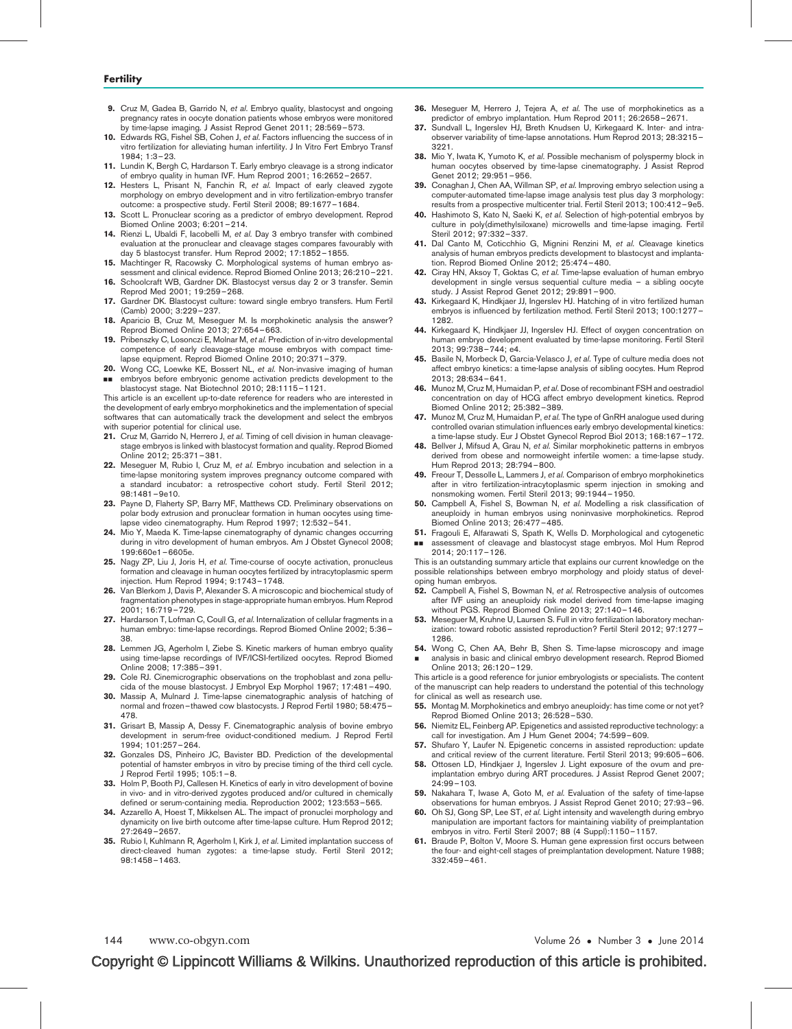9. Cruz M, Gadea B, Garrido N, *et al.* Embryo quality, blastocyst and ongoing pregnancy rates in oocyte donation patients whose embryos were monitored by time-lapse imaging. J Assist Reprod Genet 2011; 28:569–573.
10. Edwards RG, Fishel SB, Cohen J, *et al.* Factors influencing the success of in vitro fertilization for alleviating human infertility. J In Vitro Fert Embryo Transf 1984; 1:3–23.
11. Lundin K, Bergh C, Hardarson T. Early embryo cleavage is a strong indicator of embryo quality in human IVF. Hum Reprod 2001; 16:2652–2657.
12. Hesters L, Prisant N, Fanchin R, *et al.* Impact of early cleaved zygote morphology on embryo development and in vitro fertilization-embryo transfer outcome: a prospective study. Fertil Steril 2008; 89:1677–1684.
13. Scott L. Pronuclear scoring as a predictor of embryo development. Reprod Biomed Online 2003; 6:201–214.
14. Rienzi L, Ubaldi F, Iacobelli M, *et al.* Day 3 embryo transfer with combined evaluation at the pronuclear and cleavage stages compares favourably with day 5 blastocyst transfer. Hum Reprod 2002; 17:1852–1855.
15. Machtinger R, Racowsky C. Morphological systems of human embryo assessment and clinical evidence. Reprod Biomed Online 2013; 26:210–221.
16. Schoolcraft WB, Gardner DK. Blastocyst versus day 2 or 3 transfer. Semin Reprod Med 2001; 19:259–268.
17. Gardner DK. Blastocyst culture: toward single embryo transfers. Hum Fertil (Camb) 2000; 3:229–237.
18. Aparicio B, Cruz M, Meseguer M. Is morphokinetic analysis the answer? Reprod Biomed Online 2013; 27:654–663.
19. Pribenszky C, Losonczi E, Molnar M, *et al.* Prediction of in-vitro developmental competence of early cleavage-stage mouse embryos with compact time-lapse equipment. Reprod Biomed Online 2010; 20:371–379.
20. ▪▪ Wong CC, Loewke KE, Bossert NL, *et al.* Non-invasive imaging of human embryos before embryonic genome activation predicts development to the blastocyst stage. Nat Biotechnol 2010; 28:1115–1121.

This article is an excellent up-to-date reference for readers who are interested in the development of early embryo morphokinetics and the implementation of special softwares that can automatically track the development and select the embryos with superior potential for clinical use.

21. Cruz M, Garrido N, Herrero J, *et al.* Timing of cell division in human cleavage-stage embryos is linked with blastocyst formation and quality. Reprod Biomed Online 2012; 25:371–381.
22. Meseguer M, Rubio I, Cruz M, *et al.* Embryo incubation and selection in a time-lapse monitoring system improves pregnancy outcome compared with a standard incubator: a retrospective cohort study. Fertil Steril 2012; 98:1481–9e10.
23. Payne D, Flaherty SP, Barry MF, Matthews CD. Preliminary observations on polar body extrusion and pronuclear formation in human oocytes using time-lapse video cinematography. Hum Reprod 1997; 12:532–541.
24. Mio Y, Maeda K. Time-lapse cinematography of dynamic changes occurring during in vitro development of human embryos. Am J Obstet Gynecol 2008; 199:660e1–6605e.
25. Nagy ZP, Liu J, Joris H, *et al.* Time-course of oocyte activation, pronucleus formation and cleavage in human oocytes fertilized by intracytoplasmic sperm injection. Hum Reprod 1994; 9:1743–1748.
26. Van Blerkom J, Davis P, Alexander S. A microscopic and biochemical study of fragmentation phenotypes in stage-appropriate human embryos. Hum Reprod 2001; 16:719–729.
27. Hardarson T, Lofman C, Coull G, *et al.* Internalization of cellular fragments in a human embryo: time-lapse recordings. Reprod Biomed Online 2002; 5:36–38.
28. Lemmen JG, Agerholm I, Ziebe S. Kinetic markers of human embryo quality using time-lapse recordings of IVF/ICSI-fertilized oocytes. Reprod Biomed Online 2008; 17:385–391.
29. Cole RJ. Cinemicrographic observations on the trophoblast and zona pellucida of the mouse blastocyst. J Embryol Exp Morphol 1967; 17:481–490.
30. Massip A, Mulnard J. Time-lapse cinematographic analysis of hatching of normal and frozen–thawed cow blastocysts. J Reprod Fertil 1980; 58:475–478.
31. Grisart B, Massip A, Dessy F. Cinematographic analysis of bovine embryo development in serum-free oviduct-conditioned medium. J Reprod Fertil 1994; 101:257–264.
32. Gonzales DS, Pinheiro JC, Bavister BD. Prediction of the developmental potential of hamster embryos in vitro by precise timing of the third cell cycle. J Reprod Fertil 1995; 105:1–8.
33. Holm P, Booth PJ, Callesen H. Kinetics of early in vitro development of bovine in vivo- and in vitro-derived zygotes produced and/or cultured in chemically defined or serum-containing media. Reproduction 2002; 123:553–565.
34. Azzarello A, Hoest T, Mikkelsen AL. The impact of pronuclei morphology and dynamicity on live birth outcome after time-lapse culture. Hum Reprod 2012; 27:2649–2657.
35. Rubio I, Kuhlmann R, Agerholm I, Kirk J, *et al.* Limited implantation success of direct-cleaved human zygotes: a time-lapse study. Fertil Steril 2012; 98:1458–1463.
36. Meseguer M, Herrero J, Tejera A, *et al.* The use of morphokinetics as a predictor of embryo implantation. Hum Reprod 2011; 26:2658–2671.
37. Sundvall L, Ingerslev HJ, Breth Knudsen U, Kirkegaard K. Inter- and intra-observer variability of time-lapse annotations. Hum Reprod 2013; 28:3215–3221.
38. Mio Y, Iwata K, Yumoto K, *et al.* Possible mechanism of polyspermy block in human oocytes observed by time-lapse cinematography. J Assist Reprod Genet 2012; 29:951–956.
39. Conaghan J, Chen AA, Willman SP, *et al.* Improving embryo selection using a computer-automated time-lapse image analysis test plus day 3 morphology: results from a prospective multicenter trial. Fertil Steril 2013; 100:412–9e5.
40. Hashimoto S, Kato N, Saeki K, *et al.* Selection of high-potential embryos by culture in poly(dimethylsiloxane) microwells and time-lapse imaging. Fertil Steril 2012; 97:332–337.
41. Dal Canto M, Coticchio G, Mignini Renzini M, *et al.* Cleavage kinetics analysis of human embryos predicts development to blastocyst and implantation. Reprod Biomed Online 2012; 25:474–480.
42. Ciray HN, Aksoy T, Goktas C, *et al.* Time-lapse evaluation of human embryo development in single versus sequential culture media – a sibling oocyte study. J Assist Reprod Genet 2012; 29:891–900.
43. Kirkegaard K, Hindkjaer JJ, Ingerslev HJ. Hatching of in vitro fertilized human embryos is influenced by fertilization method. Fertil Steril 2013; 100:1277–1282.
44. Kirkegaard K, Hindkjaer JJ, Ingerslev HJ. Effect of oxygen concentration on human embryo development evaluated by time-lapse monitoring. Fertil Steril 2013; 99:738–744; e4.
45. Basile N, Morbeck D, Garcia-Velasco J, *et al.* Type of culture media does not affect embryo kinetics: a time-lapse analysis of sibling oocytes. Hum Reprod 2013; 28:634–641.
46. Munoz M, Cruz M, Humaidan P, *et al.* Dose of recombinant FSH and oestradiol concentration on day of HCG affect embryo development kinetics. Reprod Biomed Online 2012; 25:382–389.
47. Munoz M, Cruz M, Humaidan P, *et al.* The type of GnRH analogue used during controlled ovarian stimulation influences early embryo developmental kinetics: a time-lapse study. Eur J Obstet Gynecol Reprod Biol 2013; 168:167–172.
48. Bellver J, Mifsud A, Grau N, *et al.* Similar morphokinetic patterns in embryos derived from obese and normoweight infertile women: a time-lapse study. Hum Reprod 2013; 28:794–800.
49. Freour T, Dessolle L, Lammers J, *et al.* Comparison of embryo morphokinetics after in vitro fertilization-intracytoplasmic sperm injection in smoking and nonsmoking women. Fertil Steril 2013; 99:1944–1950.
50. Campbell A, Fishel S, Bowman N, *et al.* Modelling a risk classification of aneuploidy in human embryos using noninvasive morphokinetics. Reprod Biomed Online 2013; 26:477–485.
51. ▪▪ Fragouli E, Alfarawati S, Spath K, Wells D. Morphological and cytogenetic assessment of cleavage and blastocyst stage embryos. Mol Hum Reprod 2014; 20:117–126.

This is an outstanding summary article that explains our current knowledge on the possible relationships between embryo morphology and ploidy status of developing human embryos.

52. Campbell A, Fishel S, Bowman N, *et al.* Retrospective analysis of outcomes after IVF using an aneuploidy risk model derived from time-lapse imaging without PGS. Reprod Biomed Online 2013; 27:140–146.
53. Meseguer M, Kruhne U, Laursen S. Full in vitro fertilization laboratory mechanization: toward robotic assisted reproduction? Fertil Steril 2012; 97:1277–1286.
54. ▪ Wong C, Chen AA, Behr B, Shen S. Time-lapse microscopy and image analysis in basic and clinical embryo development research. Reprod Biomed Online 2013; 26:120–129.

This article is a good reference for junior embryologists or specialists. The content of the manuscript can help readers to understand the potential of this technology for clinical as well as research use.

55. Montag M. Morphokinetics and embryo aneuploidy: has time come or not yet? Reprod Biomed Online 2013; 26:528–530.
56. Niemitz EL, Feinberg AP. Epigenetics and assisted reproductive technology: a call for investigation. Am J Hum Genet 2004; 74:599–609.
57. Shufaro Y, Laufer N. Epigenetic concerns in assisted reproduction: update and critical review of the current literature. Fertil Steril 2013; 99:605–606.
58. Ottosen LD, Hindkjaer J, Ingerslev J. Light exposure of the ovum and preimplantation embryo during ART procedures. J Assist Reprod Genet 2007; 24:99–103.
59. Nakahara T, Iwase A, Goto M, *et al.* Evaluation of the safety of time-lapse observations for human embryos. J Assist Reprod Genet 2010; 27:93–96.
60. Oh SJ, Gong SP, Lee ST, *et al.* Light intensity and wavelength during embryo manipulation are important factors for maintaining viability of preimplantation embryos in vitro. Fertil Steril 2007; 88 (4 Suppl):1150–1157.
61. Braude P, Bolton V, Moore S. Human gene expression first occurs between the four- and eight-cell stages of preimplantation development. Nature 1988; 332:459–461.